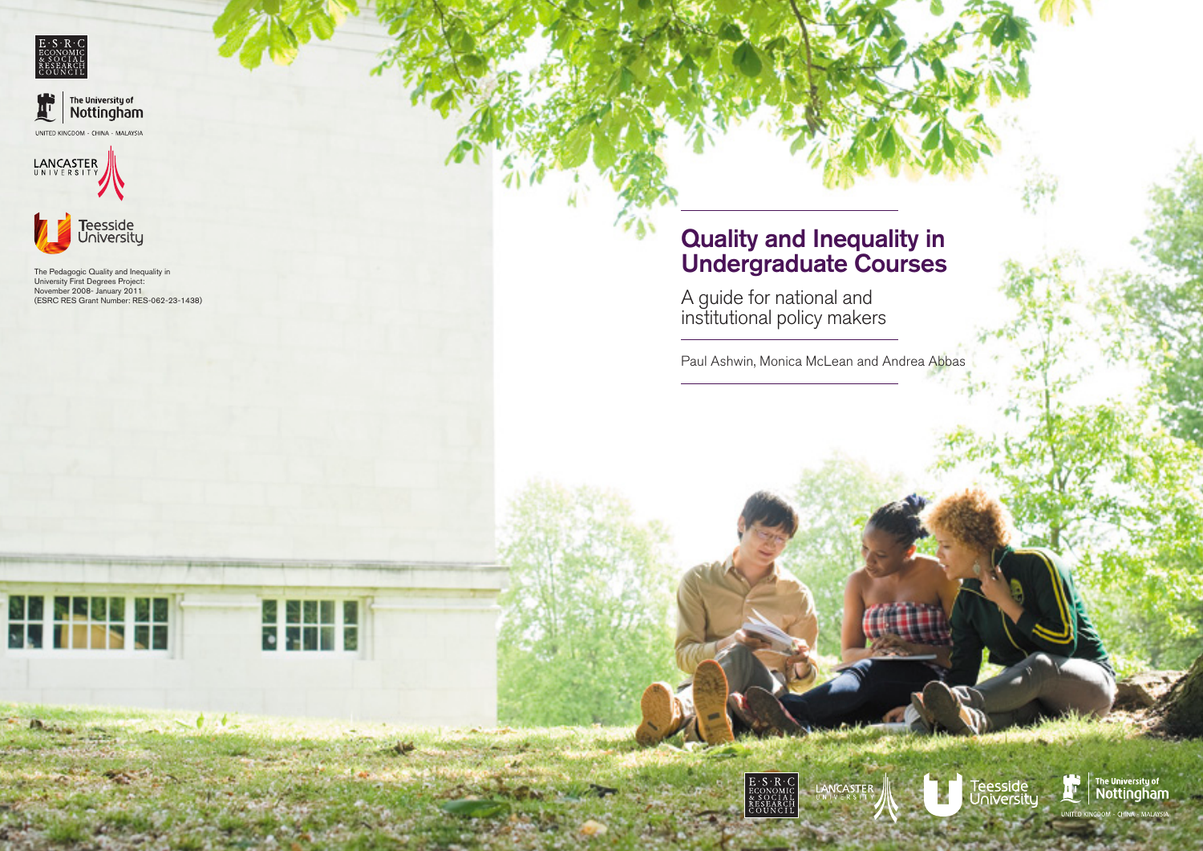The Pedagogic Quality and Inequality in University First Degrees Project: November 2008- January 2011 (ESRC RES Grant Number: RES-062-23-1438)

# Quality and Inequality in Undergraduate Courses

## A guide for national and institutional policy makers

Paul Ashwin, Monica McLean and Andrea Abbas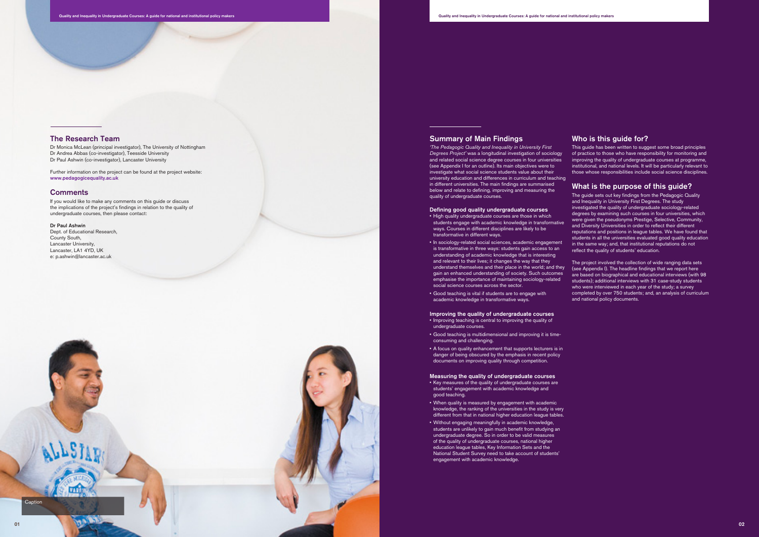## The Research Team

Dr Monica McLean (principal investigator), The University of Nottingham
Dr Andrea Abbas (co-investigator), Teesside University
Dr Paul Ashwin (co-investigator), Lancaster University

Further information on the project can be found at the project website:
**www.pedagogicequality.ac.uk**

## Comments

If you would like to make any comments on this guide or discuss the implications of the project's findings in relation to the quality of undergraduate courses, then please contact:

**Dr Paul Ashwin**
Dept. of Educational Research,
County South,
Lancaster University,
Lancaster, LA1 4YD, UK
e: p.ashwin@lancaster.ac.uk

Caption

## Summary of Main Findings

*'The Pedagogic Quality and Inequality in University First Degrees Project'* was a longitudinal investigation of sociology and related social science degree courses in four universities (see Appendix I for an outline). Its main objectives were to investigate what social science students value about their university education and differences in curriculum and teaching in different universities. The main findings are summarised below and relate to defining, improving and measuring the quality of undergraduate courses.

### Defining good quality undergraduate courses

- High quality undergraduate courses are those in which students engage with academic knowledge in transformative ways. Courses in different disciplines are likely to be transformative in different ways.
- In sociology-related social sciences, academic engagement is transformative in three ways: students gain access to an understanding of academic knowledge that is interesting and relevant to their lives; it changes the way that they understand themselves and their place in the world; and they gain an enhanced understanding of society. Such outcomes emphasise the importance of maintaining sociology-related social science courses across the sector.
- Good teaching is vital if students are to engage with academic knowledge in transformative ways.

### Improving the quality of undergraduate courses

- Improving teaching is central to improving the quality of undergraduate courses.
- Good teaching is multidimensional and improving it is time-consuming and challenging.
- A focus on quality enhancement that supports lecturers is in danger of being obscured by the emphasis in recent policy documents on improving quality through competition.

### Measuring the quality of undergraduate courses

- Key measures of the quality of undergraduate courses are students' engagement with academic knowledge and good teaching.
- When quality is measured by engagement with academic knowledge, the ranking of the universities in the study is very different from that in national higher education league tables.
- Without engaging meaningfully in academic knowledge, students are unlikely to gain much benefit from studying an undergraduate degree. So in order to be valid measures of the quality of undergraduate courses, national higher education league tables, Key Information Sets and the National Student Survey need to take account of students' engagement with academic knowledge.

## Who is this guide for?

This guide has been written to suggest some broad principles of practice to those who have responsibility for monitoring and improving the quality of undergraduate courses at programme, institutional, and national levels. It will be particularly relevant to those whose responsibilities include social science disciplines.

## What is the purpose of this guide?

The guide sets out key findings from the Pedagogic Quality and Inequality in University First Degrees. The study investigated the quality of undergraduate sociology-related degrees by examining such courses in four universities, which were given the pseudonyms Prestige, Selective, Community, and Diversity Universities in order to reflect their different reputations and positions in league tables. We have found that students in all the universities evaluated good quality education in the same way; and, that institutional reputations do not reflect the quality of students' education.

The project involved the collection of wide ranging data sets (see Appendix I). The headline findings that we report here are based on biographical and educational interviews (with 98 students); additional interviews with 31 case-study students who were interviewed in each year of the study; a survey completed by over 750 students; and, an analysis of curriculum and national policy documents.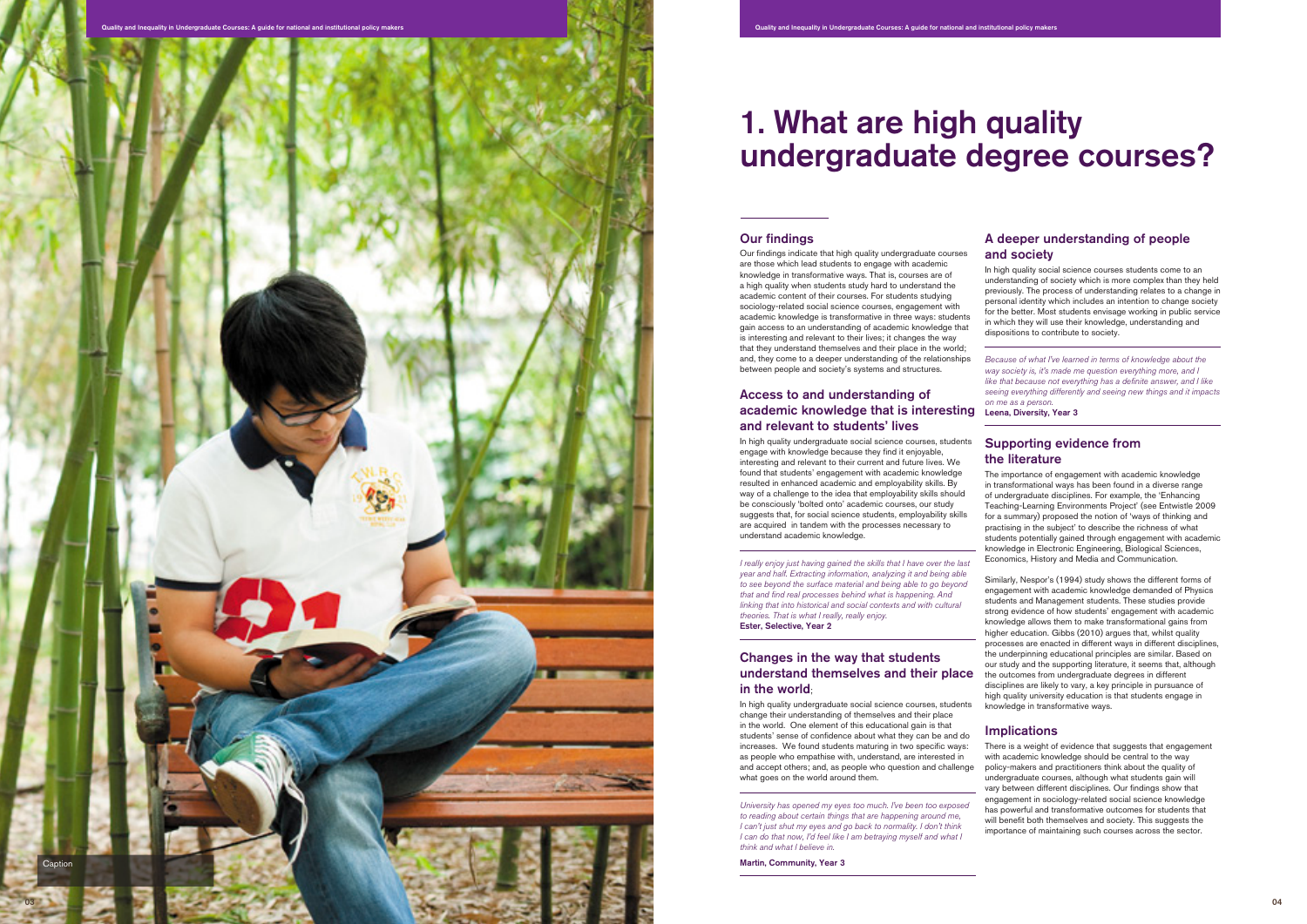# 1. What are high quality undergraduate degree courses?

## Our findings

Our findings indicate that high quality undergraduate courses are those which lead students to engage with academic knowledge in transformative ways. That is, courses are of a high quality when students study hard to understand the academic content of their courses. For students studying sociology-related social science courses, engagement with academic knowledge is transformative in three ways: students gain access to an understanding of academic knowledge that is interesting and relevant to their lives; it changes the way that they understand themselves and their place in the world; and, they come to a deeper understanding of the relationships between people and society's systems and structures.

## Access to and understanding of academic knowledge that is interesting and relevant to students' lives

In high quality undergraduate social science courses, students engage with knowledge because they find it enjoyable, interesting and relevant to their current and future lives. We found that students' engagement with academic knowledge resulted in enhanced academic and employability skills. By way of a challenge to the idea that employability skills should be consciously 'bolted onto' academic courses, our study suggests that, for social science students, employability skills are acquired in tandem with the processes necessary to understand academic knowledge.

*I really enjoy just having gained the skills that I have over the last year and half. Extracting information, analyzing it and being able to see beyond the surface material and being able to go beyond that and find real processes behind what is happening. And linking that into historical and social contexts and with cultural theories. That is what I really, really enjoy.*
**Ester, Selective, Year 2**

## Changes in the way that students understand themselves and their place in the world;

In high quality undergraduate social science courses, students change their understanding of themselves and their place in the world. One element of this educational gain is that students' sense of confidence about what they can be and do increases. We found students maturing in two specific ways: as people who empathise with, understand, are interested in and accept others; and, as people who question and challenge what goes on the world around them.

*University has opened my eyes too much. I've been too exposed to reading about certain things that are happening around me, I can't just shut my eyes and go back to normality. I don't think I can do that now, I'd feel like I am betraying myself and what I think and what I believe in.*

**Martin, Community, Year 3**

## A deeper understanding of people and society

In high quality social science courses students come to an understanding of society which is more complex than they held previously. The process of understanding relates to a change in personal identity which includes an intention to change society for the better. Most students envisage working in public service in which they will use their knowledge, understanding and dispositions to contribute to society.

*Because of what I've learned in terms of knowledge about the way society is, it's made me question everything more, and I like that because not everything has a definite answer, and I like seeing everything differently and seeing new things and it impacts on me as a person.*
**Leena, Diversity, Year 3**

## Supporting evidence from the literature

The importance of engagement with academic knowledge in transformational ways has been found in a diverse range of undergraduate disciplines. For example, the 'Enhancing Teaching-Learning Environments Project' (see Entwistle 2009 for a summary) proposed the notion of 'ways of thinking and practising in the subject' to describe the richness of what students potentially gained through engagement with academic knowledge in Electronic Engineering, Biological Sciences, Economics, History and Media and Communication.

Similarly, Nespor's (1994) study shows the different forms of engagement with academic knowledge demanded of Physics students and Management students. These studies provide strong evidence of how students' engagement with academic knowledge allows them to make transformational gains from higher education. Gibbs (2010) argues that, whilst quality processes are enacted in different ways in different disciplines, the underpinning educational principles are similar. Based on our study and the supporting literature, it seems that, although the outcomes from undergraduate degrees in different disciplines are likely to vary, a key principle in pursuance of high quality university education is that students engage in knowledge in transformative ways.

## Implications

There is a weight of evidence that suggests that engagement with academic knowledge should be central to the way policy-makers and practitioners think about the quality of undergraduate courses, although what students gain will vary between different disciplines. Our findings show that engagement in sociology-related social science knowledge has powerful and transformative outcomes for students that will benefit both themselves and society. This suggests the importance of maintaining such courses across the sector.

Caption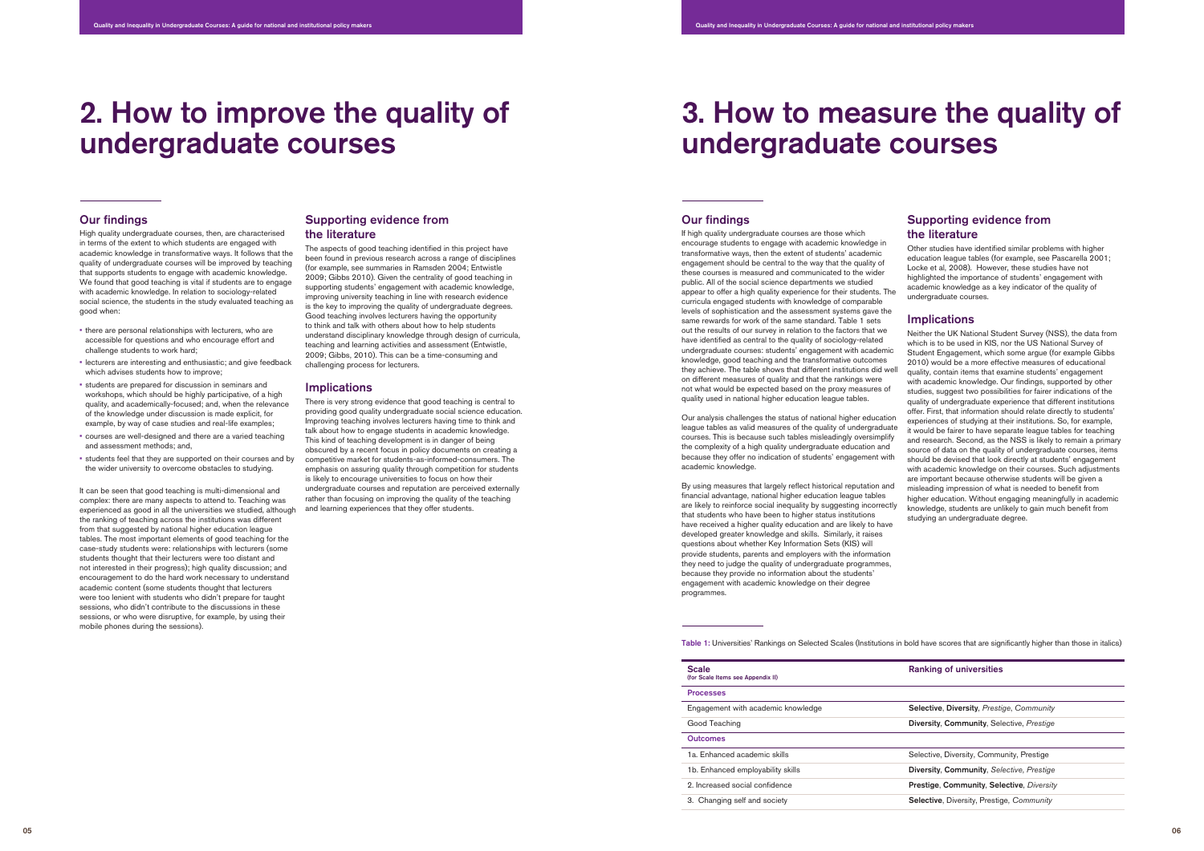# 2. How to improve the quality of undergraduate courses

## Our findings

High quality undergraduate courses, then, are characterised in terms of the extent to which students are engaged with academic knowledge in transformative ways. It follows that the quality of undergraduate courses will be improved by teaching that supports students to engage with academic knowledge. We found that good teaching is vital if students are to engage with academic knowledge. In relation to sociology-related social science, the students in the study evaluated teaching as good when:

- there are personal relationships with lecturers, who are accessible for questions and who encourage effort and challenge students to work hard;
- lecturers are interesting and enthusiastic; and give feedback which advises students how to improve;
- students are prepared for discussion in seminars and workshops, which should be highly participative, of a high quality, and academically-focused; and, when the relevance of the knowledge under discussion is made explicit, for example, by way of case studies and real-life examples;
- courses are well-designed and there are a varied teaching and assessment methods; and,
- students feel that they are supported on their courses and by the wider university to overcome obstacles to studying.

It can be seen that good teaching is multi-dimensional and complex: there are many aspects to attend to. Teaching was experienced as good in all the universities we studied, although the ranking of teaching across the institutions was different from that suggested by national higher education league tables. The most important elements of good teaching for the case-study students were: relationships with lecturers (some students thought that their lecturers were too distant and not interested in their progress); high quality discussion; and encouragement to do the hard work necessary to understand academic content (some students thought that lecturers were too lenient with students who didn't prepare for taught sessions, who didn't contribute to the discussions in these sessions, or who were disruptive, for example, by using their mobile phones during the sessions).

## Supporting evidence from the literature

The aspects of good teaching identified in this project have been found in previous research across a range of disciplines (for example, see summaries in Ramsden 2004; Entwistle 2009; Gibbs 2010). Given the centrality of good teaching in supporting students' engagement with academic knowledge, improving university teaching in line with research evidence is the key to improving the quality of undergraduate degrees. Good teaching involves lecturers having the opportunity to think and talk with others about how to help students understand disciplinary knowledge through design of curricula, teaching and learning activities and assessment (Entwistle, 2009; Gibbs, 2010). This can be a time-consuming and challenging process for lecturers.

## Implications

There is very strong evidence that good teaching is central to providing good quality undergraduate social science education. Improving teaching involves lecturers having time to think and talk about how to engage students in academic knowledge. This kind of teaching development is in danger of being obscured by a recent focus in policy documents on creating a competitive market for students-as-informed-consumers. The emphasis on assuring quality through competition for students is likely to encourage universities to focus on how their undergraduate courses and reputation are perceived externally rather than focusing on improving the quality of the teaching and learning experiences that they offer students.

# 3. How to measure the quality of undergraduate courses

## Our findings

If high quality undergraduate courses are those which encourage students to engage with academic knowledge in transformative ways, then the extent of students' academic engagement should be central to the way that the quality of these courses is measured and communicated to the wider public. All of the social science departments we studied appear to offer a high quality experience for their students. The curricula engaged students with knowledge of comparable levels of sophistication and the assessment systems gave the same rewards for work of the same standard. Table 1 sets out the results of our survey in relation to the factors that we have identified as central to the quality of sociology-related undergraduate courses: students' engagement with academic knowledge, good teaching and the transformative outcomes they achieve. The table shows that different institutions did well on different measures of quality and that the rankings were not what would be expected based on the proxy measures of quality used in national higher education league tables.

Our analysis challenges the status of national higher education league tables as valid measures of the quality of undergraduate courses. This is because such tables misleadingly oversimplify the complexity of a high quality undergraduate education and because they offer no indication of students' engagement with academic knowledge.

By using measures that largely reflect historical reputation and financial advantage, national higher education league tables are likely to reinforce social inequality by suggesting incorrectly that students who have been to higher status institutions have received a higher quality education and are likely to have developed greater knowledge and skills. Similarly, it raises questions about whether Key Information Sets (KIS) will provide students, parents and employers with the information they need to judge the quality of undergraduate programmes, because they provide no information about the students' engagement with academic knowledge on their degree programmes.

## Supporting evidence from the literature

Other studies have identified similar problems with higher education league tables (for example, see Pascarella 2001; Locke et al, 2008). However, these studies have not highlighted the importance of students' engagement with academic knowledge as a key indicator of the quality of undergraduate courses.

## Implications

Neither the UK National Student Survey (NSS), the data from which is to be used in KIS, nor the US National Survey of Student Engagement, which some argue (for example Gibbs 2010) would be a more effective measures of educational quality, contain items that examine students' engagement with academic knowledge. Our findings, supported by other studies, suggest two possibilities for fairer indications of the quality of undergraduate experience that different institutions offer. First, that information should relate directly to students' experiences of studying at their institutions. So, for example, it would be fairer to have separate league tables for teaching and research. Second, as the NSS is likely to remain a primary source of data on the quality of undergraduate courses, items should be devised that look directly at students' engagement with academic knowledge on their courses. Such adjustments are important because otherwise students will be given a misleading impression of what is needed to benefit from higher education. Without engaging meaningfully in academic knowledge, students are unlikely to gain much benefit from studying an undergraduate degree.

**Table 1:** Universities' Rankings on Selected Scales (Institutions in bold have scores that are significantly higher than those in italics)

| Scale (for Scale Items see Appendix II) | Ranking of universities |
|---|---|
| **Processes** | |
| Engagement with academic knowledge | **Selective**, **Diversity**, *Prestige*, *Community* |
| Good Teaching | **Diversity**, **Community**, Selective, *Prestige* |
| **Outcomes** | |
| 1a. Enhanced academic skills | Selective, Diversity, Community, Prestige |
| 1b. Enhanced employability skills | **Diversity**, **Community**, *Selective*, *Prestige* |
| 2. Increased social confidence | **Prestige**, **Community**, **Selective**, *Diversity* |
| 3. Changing self and society | **Selective**, Diversity, Prestige, *Community* |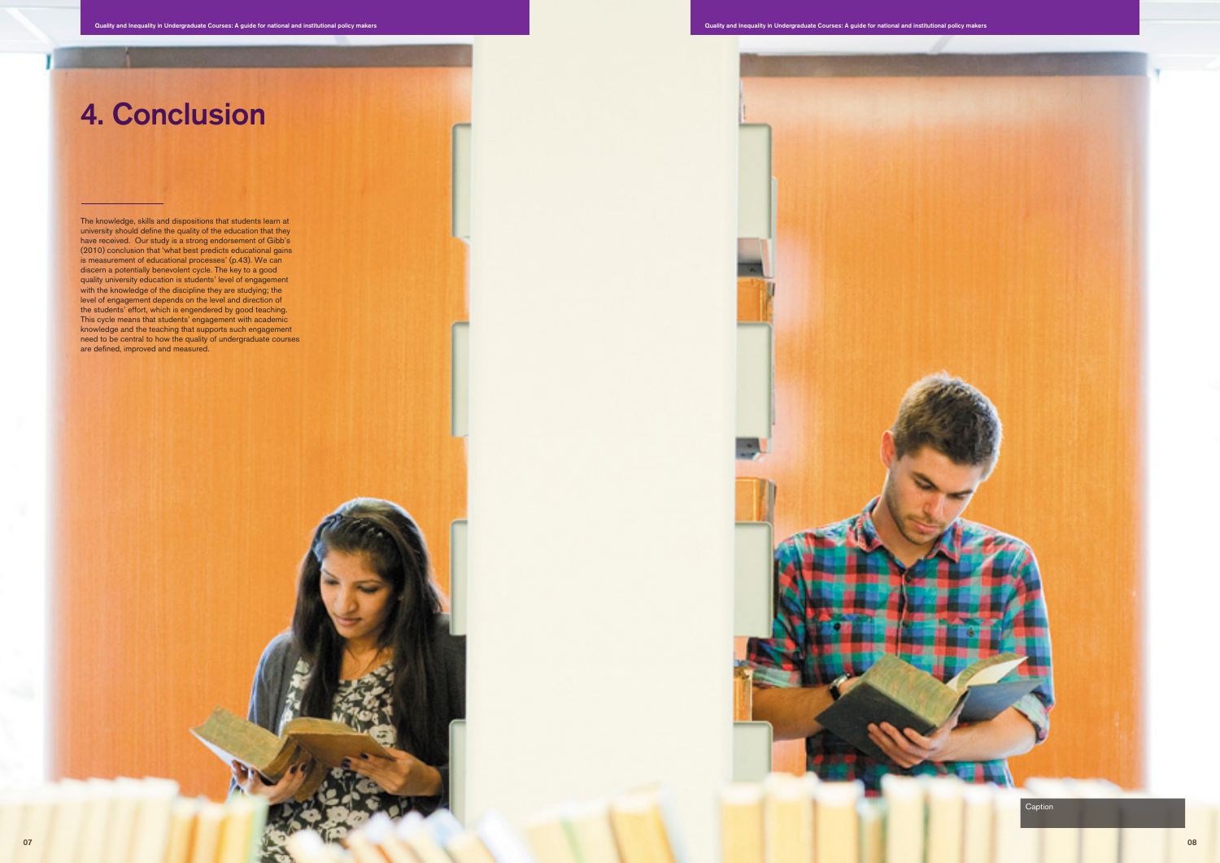# 4. Conclusion

The knowledge, skills and dispositions that students learn at university should define the quality of the education that they have received. Our study is a strong endorsement of Gibb's (2010) conclusion that 'what best predicts educational gains is measurement of educational processes' (p.43). We can discern a potentially benevolent cycle. The key to a good quality university education is students' level of engagement with the knowledge of the discipline they are studying; the level of engagement depends on the level and direction of the students' effort, which is engendered by good teaching. This cycle means that students' engagement with academic knowledge and the teaching that supports such engagement need to be central to how the quality of undergraduate courses are defined, improved and measured.

Caption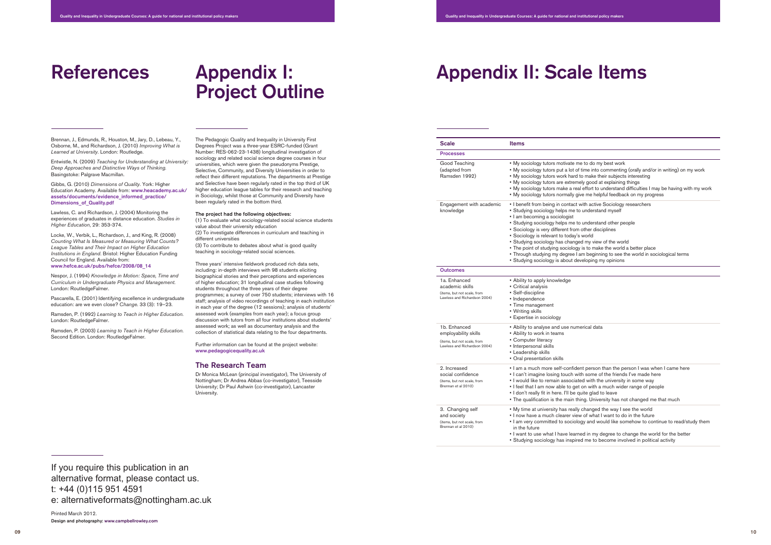# References

Brennan, J., Edmunds, R., Houston, M., Jary, D., Lebeau, Y., Osborne, M., and Richardson, J. (2010) *Improving What is Learned at University*. London: Routledge.

Entwistle, N. (2009) *Teaching for Understanding at University: Deep Approaches and Distinctive Ways of Thinking*. Basingstoke: Palgrave Macmillan.

Gibbs, G. (2010) *Dimensions of Quality*. York: Higher Education Academy. Available from: **www.heacademy.ac.uk/assets/documents/evidence_informed_practice/Dimensions_of_Quality.pdf**

Lawless, C. and Richardson, J. (2004) Monitoring the experiences of graduates in distance education. *Studies in Higher Education*, 29: 353-374.

Locke, W., Verbik, L., Richardson, J., and King, R. (2008) *Counting What Is Measured or Measuring What Counts? League Tables and Their Impact on Higher Education Institutions in England*. Bristol: Higher Education Funding Council for England. Available from: **www.hefce.ac.uk/pubs/hefce/2008/08_14**

Nespor, J. (1994) *Knowledge in Motion: Space, Time and Curriculum in Undergraduate Physics and Management*. London: RoutledgeFalmer.

Pascarella, E. (2001) Identifying excellence in undergraduate education: are we even close? *Change*. 33 (3): 19–23.

Ramsden, P. (1992) *Learning to Teach in Higher Education*. London: RoutledgeFalmer.

Ramsden, P. (2003) *Learning to Teach in Higher Education*. Second Edition. London: RoutledgeFalmer.

# Appendix I: Project Outline

The Pedagogic Quality and Inequality in University First Degrees Project was a three-year ESRC-funded (Grant Number: RES-062-23-1438) longitudinal investigation of sociology and related social science degree courses in four universities, which were given the pseudonyms Prestige, Selective, Community, and Diversity Universities in order to reflect their different reputations. The departments at Prestige and Selective have been regularly rated in the top third of UK higher education league tables for their research and teaching in Sociology, whilst those at Community and Diversity have been regularly rated in the bottom third.

**The project had the following objectives:**
(1) To evaluate what sociology-related social science students value about their university education
(2) To investigate differences in curriculum and teaching in different universities
(3) To contribute to debates about what is good quality teaching in sociology-related social sciences.

Three years' intensive fieldwork produced rich data sets, including: in-depth interviews with 98 students eliciting biographical stories and their perceptions and experiences of higher education; 31 longitudinal case studies following students throughout the three years of their degree programmes; a survey of over 750 students; interviews with 16 staff; analysis of video recordings of teaching in each institution in each year of the degree (12 sessions); analysis of students' assessed work (examples from each year); a focus group discussion with tutors from all four institutions about students' assessed work; as well as documentary analysis and the collection of statistical data relating to the four departments.

Further information can be found at the project website: **www.pedagogicequality.ac.uk**

## The Research Team

Dr Monica McLean (principal investigator), The University of Nottingham; Dr Andrea Abbas (co-investigator), Teesside University; Dr Paul Ashwin (co-investigator), Lancaster University.

If you require this publication in an alternative format, please contact us.
t: +44 (0)115 951 4591
e: alternativeformats@nottingham.ac.uk

Printed March 2012.
**Design and photography: www.campbellrowley.com**

# Appendix II: Scale Items

| Scale | Items |
|---|---|
| **Processes** | |
| Good Teaching (adapted from Ramsden 1992) | • My sociology tutors motivate me to do my best work<br>• My sociology tutors put a lot of time into commenting (orally and/or in writing) on my work<br>• My sociology tutors work hard to make their subjects interesting<br>• My sociology tutors are extremely good at explaining things<br>• My sociology tutors make a real effort to understand difficulties I may be having with my work<br>• My sociology tutors normally give me helpful feedback on my progress |
| Engagement with academic knowledge | • I benefit from being in contact with active Sociology researchers<br>• Studying sociology helps me to understand myself<br>• I am becoming a sociologist<br>• Studying sociology helps me to understand other people<br>• Sociology is very different from other disciplines<br>• Sociology is relevant to today's world<br>• Studying sociology has changed my view of the world<br>• The point of studying sociology is to make the world a better place<br>• Through studying my degree I am beginning to see the world in sociological terms<br>• Studying sociology is about developing my opinions |
| **Outcomes** | |
| 1a. Enhanced academic skills (items, but not scale, from Lawless and Richardson 2004) | • Ability to apply knowledge<br>• Critical analysis<br>• Self-discipline<br>• Independence<br>• Time management<br>• Writing skills<br>• Expertise in sociology |
| 1b. Enhanced employability skills (items, but not scale, from Lawless and Richardson 2004) | • Ability to analyse and use numerical data<br>• Ability to work in teams<br>• Computer literacy<br>• Interpersonal skills<br>• Leadership skills<br>• Oral presentation skills |
| 2. Increased social confidence (items, but not scale, from Brennan et al 2010) | • I am a much more self-confident person than the person I was when I came here<br>• I can't imagine losing touch with some of the friends I've made here<br>• I would like to remain associated with the university in some way<br>• I feel that I am now able to get on with a much wider range of people<br>• I don't really fit in here. I'll be quite glad to leave<br>• The qualification is the main thing. University has not changed me that much |
| 3. Changing self and society (items, but not scale, from Brennan et al 2010) | • My time at university has really changed the way I see the world<br>• I now have a much clearer view of what I want to do in the future<br>• I am very committed to sociology and would like somehow to continue to read/study them in the future<br>• I want to use what I have learned in my degree to change the world for the better<br>• Studying sociology has inspired me to become involved in political activity |